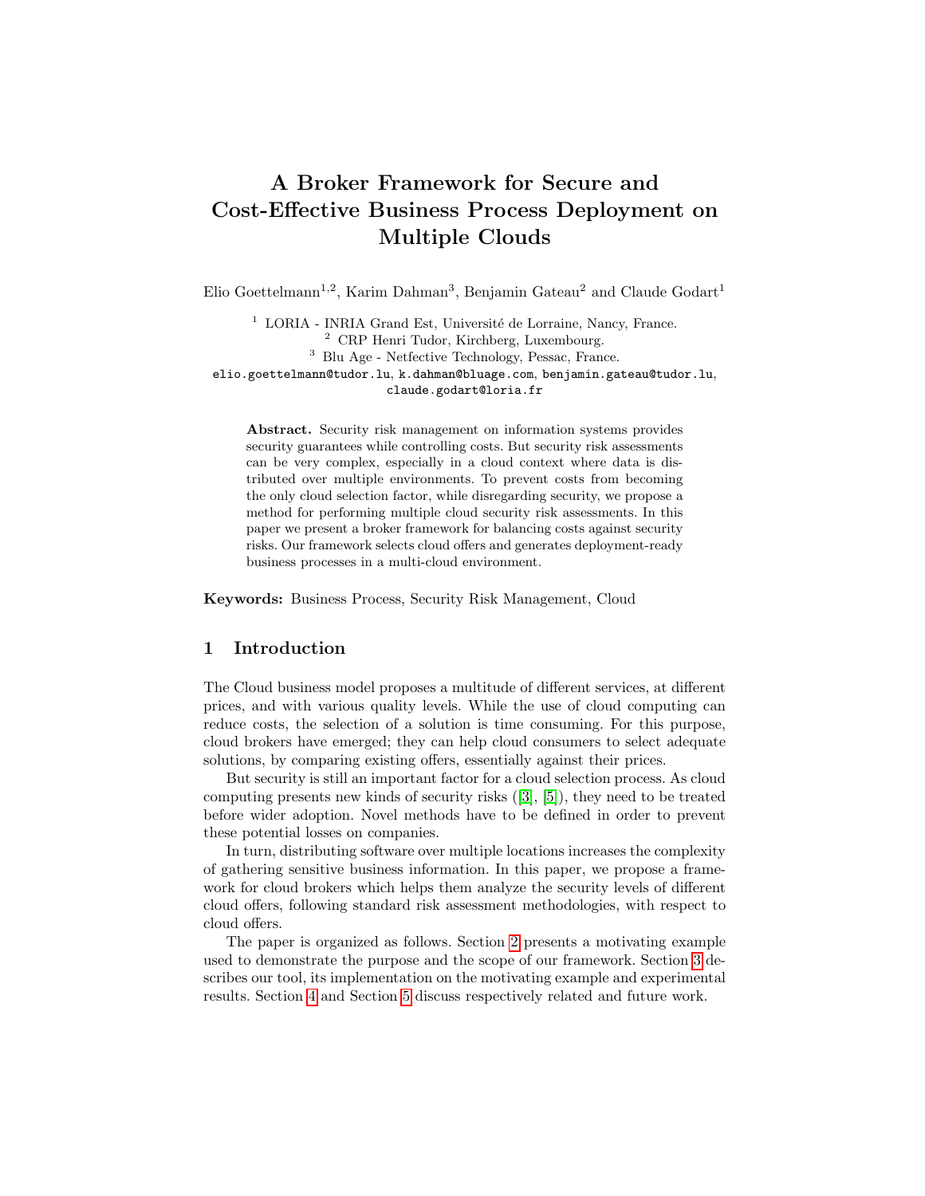# A Broker Framework for Secure and Cost-Effective Business Process Deployment on Multiple Clouds

Elio Goettelmann[1,2], Karim Dahman[3], Benjamin Gateau[2] and Claude Godart[1]

[1] LORIA - INRIA Grand Est, Université de Lorraine, Nancy, France.
[2] CRP Henri Tudor, Kirchberg, Luxembourg.
[3] Blu Age - Netfective Technology, Pessac, France.
elio.goettelmann@tudor.lu, k.dahman@bluage.com, benjamin.gateau@tudor.lu, claude.godart@loria.fr

**Abstract.** Security risk management on information systems provides security guarantees while controlling costs. But security risk assessments can be very complex, especially in a cloud context where data is distributed over multiple environments. To prevent costs from becoming the only cloud selection factor, while disregarding security, we propose a method for performing multiple cloud security risk assessments. In this paper we present a broker framework for balancing costs against security risks. Our framework selects cloud offers and generates deployment-ready business processes in a multi-cloud environment.

**Keywords:** Business Process, Security Risk Management, Cloud

## 1 Introduction

The Cloud business model proposes a multitude of different services, at different prices, and with various quality levels. While the use of cloud computing can reduce costs, the selection of a solution is time consuming. For this purpose, cloud brokers have emerged; they can help cloud consumers to select adequate solutions, by comparing existing offers, essentially against their prices.

But security is still an important factor for a cloud selection process. As cloud computing presents new kinds of security risks ([3], [5]), they need to be treated before wider adoption. Novel methods have to be defined in order to prevent these potential losses on companies.

In turn, distributing software over multiple locations increases the complexity of gathering sensitive business information. In this paper, we propose a framework for cloud brokers which helps them analyze the security levels of different cloud offers, following standard risk assessment methodologies, with respect to cloud offers.

The paper is organized as follows. Section 2 presents a motivating example used to demonstrate the purpose and the scope of our framework. Section 3 describes our tool, its implementation on the motivating example and experimental results. Section 4 and Section 5 discuss respectively related and future work.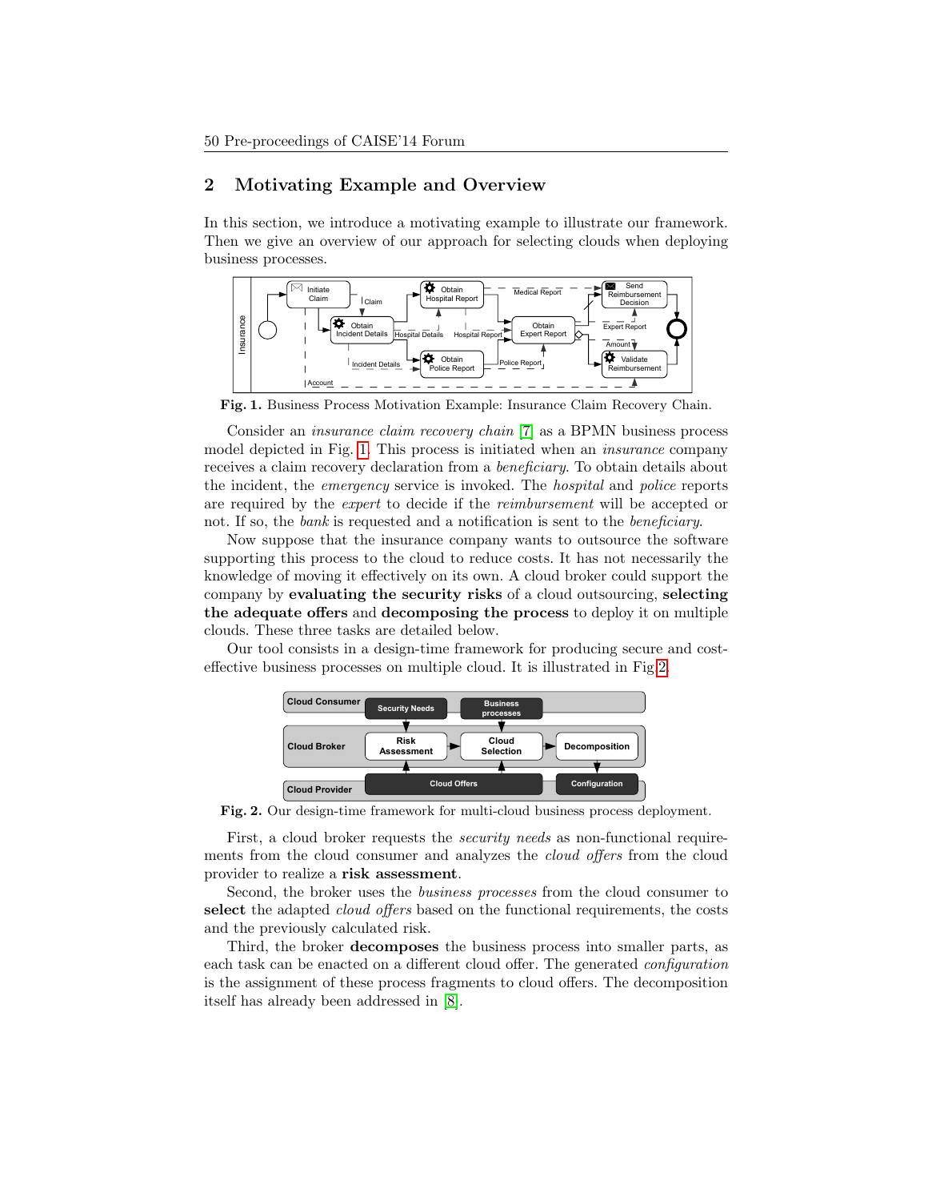## 2 Motivating Example and Overview

In this section, we introduce a motivating example to illustrate our framework. Then we give an overview of our approach for selecting clouds when deploying business processes.

**Fig. 1.** Business Process Motivation Example: Insurance Claim Recovery Chain.

Consider an *insurance claim recovery chain* [7] as a BPMN business process model depicted in Fig. 1. This process is initiated when an *insurance* company receives a claim recovery declaration from a *beneficiary*. To obtain details about the incident, the *emergency* service is invoked. The *hospital* and *police* reports are required by the *expert* to decide if the *reimbursement* will be accepted or not. If so, the *bank* is requested and a notification is sent to the *beneficiary*.

Now suppose that the insurance company wants to outsource the software supporting this process to the cloud to reduce costs. It has not necessarily the knowledge of moving it effectively on its own. A cloud broker could support the company by **evaluating the security risks** of a cloud outsourcing, **selecting the adequate offers** and **decomposing the process** to deploy it on multiple clouds. These three tasks are detailed below.

Our tool consists in a design-time framework for producing secure and cost-effective business processes on multiple cloud. It is illustrated in Fig 2.

**Fig. 2.** Our design-time framework for multi-cloud business process deployment.

First, a cloud broker requests the *security needs* as non-functional requirements from the cloud consumer and analyzes the *cloud offers* from the cloud provider to realize a **risk assessment**.

Second, the broker uses the *business processes* from the cloud consumer to **select** the adapted *cloud offers* based on the functional requirements, the costs and the previously calculated risk.

Third, the broker **decomposes** the business process into smaller parts, as each task can be enacted on a different cloud offer. The generated *configuration* is the assignment of these process fragments to cloud offers. The decomposition itself has already been addressed in [8].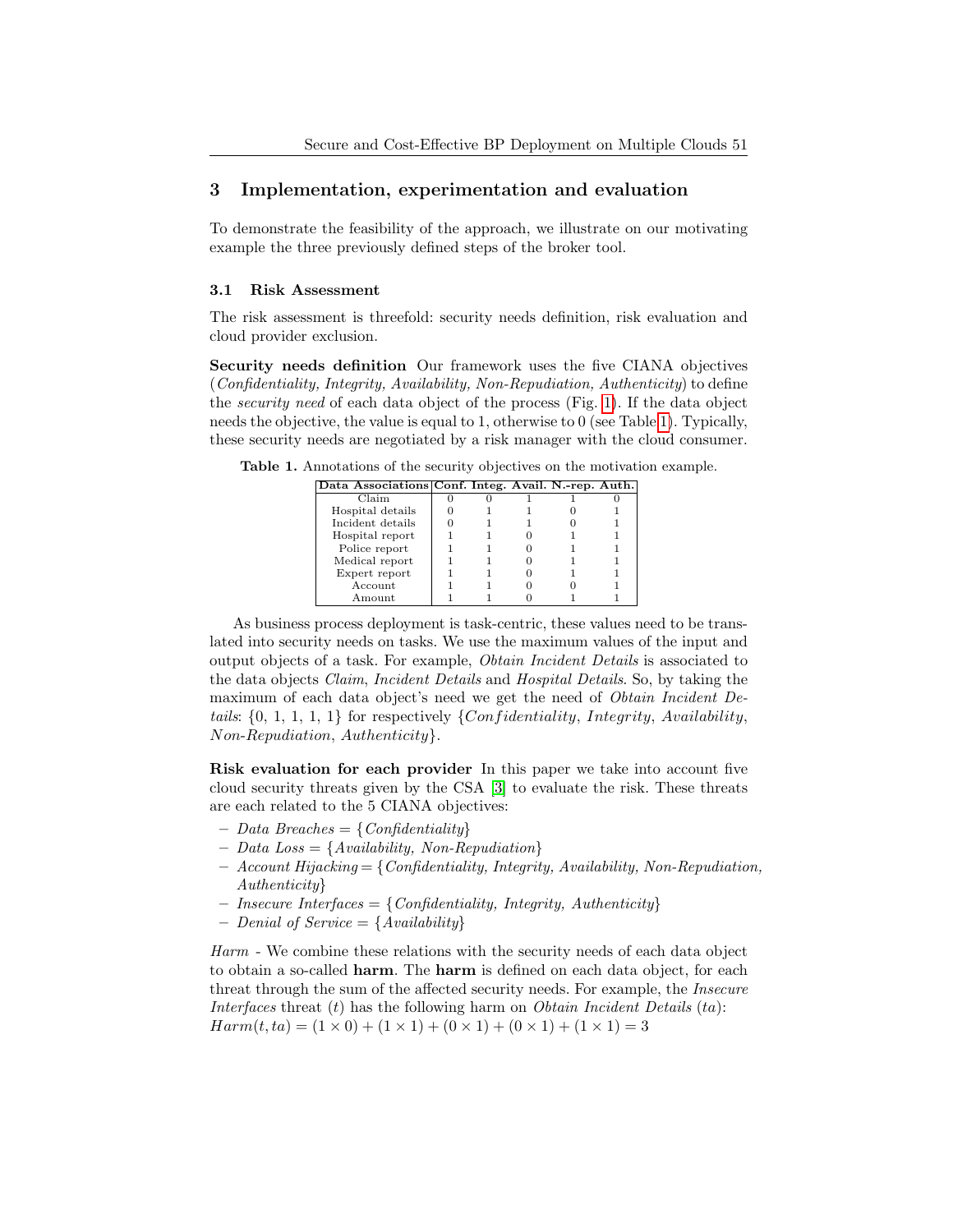## 3 Implementation, experimentation and evaluation

To demonstrate the feasibility of the approach, we illustrate on our motivating example the three previously defined steps of the broker tool.

### 3.1 Risk Assessment

The risk assessment is threefold: security needs definition, risk evaluation and cloud provider exclusion.

**Security needs definition** Our framework uses the five CIANA objectives (*Confidentiality, Integrity, Availability, Non-Repudiation, Authenticity*) to define the *security need* of each data object of the process (Fig. 1). If the data object needs the objective, the value is equal to 1, otherwise to 0 (see Table 1). Typically, these security needs are negotiated by a risk manager with the cloud consumer.

**Table 1.** Annotations of the security objectives on the motivation example.

| Data Associations | Conf. | Integ. | Avail. | N.-rep. | Auth. |
|---|---|---|---|---|---|
| Claim | 0 | 0 | 1 | 1 | 0 |
| Hospital details | 0 | 1 | 1 | 0 | 1 |
| Incident details | 0 | 1 | 1 | 0 | 1 |
| Hospital report | 1 | 1 | 0 | 1 | 1 |
| Police report | 1 | 1 | 0 | 1 | 1 |
| Medical report | 1 | 1 | 0 | 1 | 1 |
| Expert report | 1 | 1 | 0 | 1 | 1 |
| Account | 1 | 1 | 0 | 0 | 1 |
| Amount | 1 | 1 | 0 | 1 | 1 |

As business process deployment is task-centric, these values need to be translated into security needs on tasks. We use the maximum values of the input and output objects of a task. For example, *Obtain Incident Details* is associated to the data objects *Claim*, *Incident Details* and *Hospital Details*. So, by taking the maximum of each data object's need we get the need of *Obtain Incident Details*: {0, 1, 1, 1, 1} for respectively $\{Confidentiality, Integrity, Availability, Non\text{-}Repudiation, Authenticity\}$.

**Risk evaluation for each provider** In this paper we take into account five cloud security threats given by the CSA [3] to evaluate the risk. These threats are each related to the 5 CIANA objectives:

- *Data Breaches* = {*Confidentiality*}
- *Data Loss* = {*Availability, Non-Repudiation*}
- *Account Hijacking* = {*Confidentiality, Integrity, Availability, Non-Repudiation, Authenticity*}
- *Insecure Interfaces* = {*Confidentiality, Integrity, Authenticity*}
- *Denial of Service* = {*Availability*}

*Harm* - We combine these relations with the security needs of each data object to obtain a so-called **harm**. The **harm** is defined on each data object, for each threat through the sum of the affected security needs. For example, the *Insecure Interfaces* threat ($t$) has the following harm on *Obtain Incident Details* ($ta$):
$Harm(t, ta) = (1 \times 0) + (1 \times 1) + (0 \times 1) + (0 \times 1) + (1 \times 1) = 3$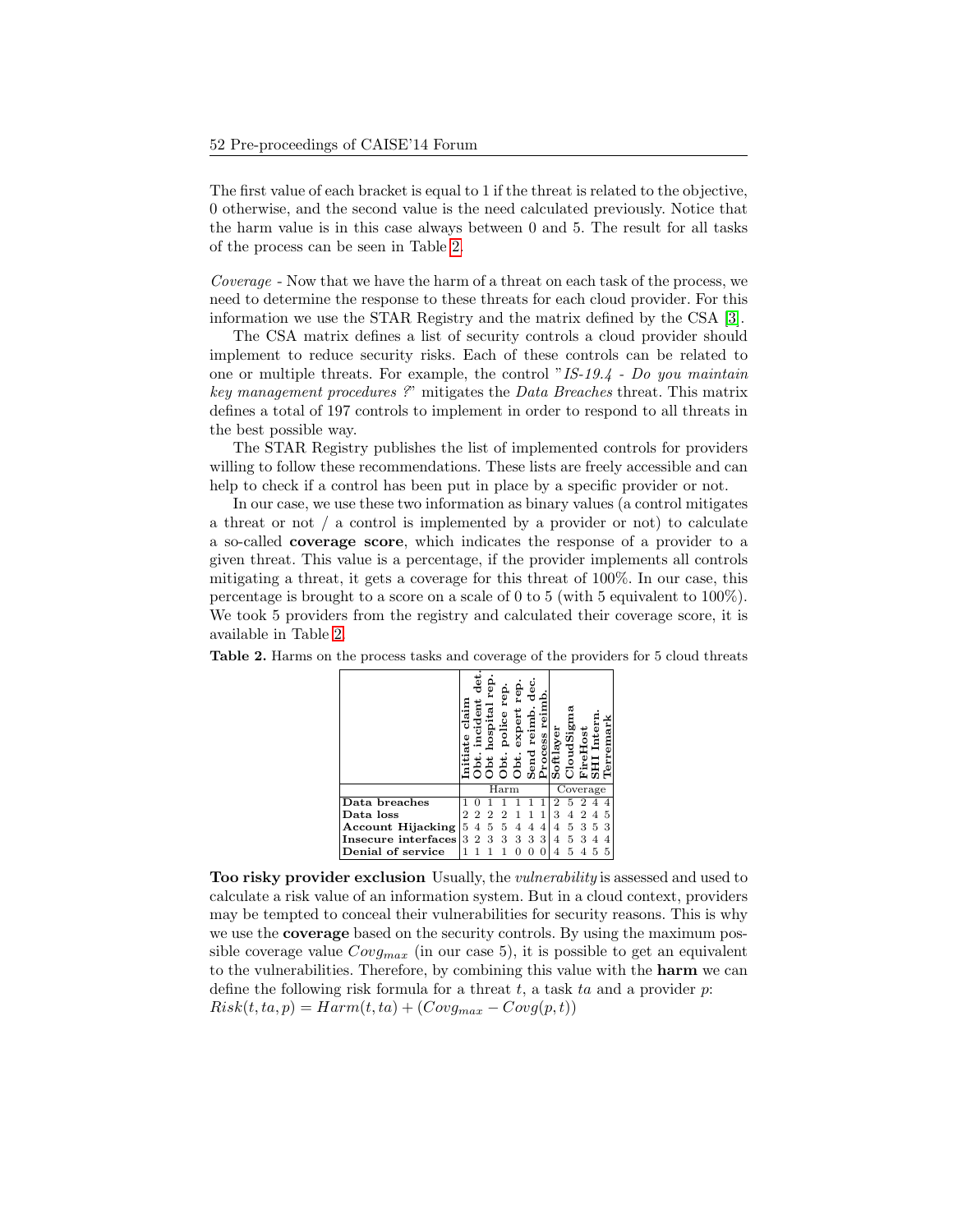The first value of each bracket is equal to 1 if the threat is related to the objective, 0 otherwise, and the second value is the need calculated previously. Notice that the harm value is in this case always between 0 and 5. The result for all tasks of the process can be seen in Table 2.

*Coverage* - Now that we have the harm of a threat on each task of the process, we need to determine the response to these threats for each cloud provider. For this information we use the STAR Registry and the matrix defined by the CSA [3].

The CSA matrix defines a list of security controls a cloud provider should implement to reduce security risks. Each of these controls can be related to one or multiple threats. For example, the control "*IS-19.4 - Do you maintain key management procedures ?*" mitigates the *Data Breaches* threat. This matrix defines a total of 197 controls to implement in order to respond to all threats in the best possible way.

The STAR Registry publishes the list of implemented controls for providers willing to follow these recommendations. These lists are freely accessible and can help to check if a control has been put in place by a specific provider or not.

In our case, we use these two information as binary values (a control mitigates a threat or not / a control is implemented by a provider or not) to calculate a so-called **coverage score**, which indicates the response of a provider to a given threat. This value is a percentage, if the provider implements all controls mitigating a threat, it gets a coverage for this threat of 100%. In our case, this percentage is brought to a score on a scale of 0 to 5 (with 5 equivalent to 100%). We took 5 providers from the registry and calculated their coverage score, it is available in Table 2.

**Table 2.** Harms on the process tasks and coverage of the providers for 5 cloud threats

| | Initiate claim | Obt. incident det. | Obt hospital rep. | Obt. police rep. | Obt. expert rep. | Send reimb. dec. | Process reimb. | Softlayer | CloudSigma | FireHost | SHI Intern. | Terremark |
|---|---|---|---|---|---|---|---|---|---|---|---|---|
| | Harm | | | | | | | Coverage | | | | |
| **Data breaches** | 1 | 0 | 1 | 1 | 1 | 1 | 1 | 2 | 5 | 2 | 4 | 4 |
| **Data loss** | 2 | 2 | 2 | 2 | 1 | 1 | 1 | 3 | 4 | 2 | 4 | 5 |
| **Account Hijacking** | 5 | 4 | 5 | 5 | 4 | 4 | 4 | 4 | 5 | 3 | 5 | 3 |
| **Insecure interfaces** | 3 | 2 | 3 | 3 | 3 | 3 | 3 | 4 | 5 | 3 | 4 | 4 |
| **Denial of service** | 1 | 1 | 1 | 1 | 0 | 0 | 0 | 4 | 5 | 4 | 5 | 5 |

**Too risky provider exclusion** Usually, the *vulnerability* is assessed and used to calculate a risk value of an information system. But in a cloud context, providers may be tempted to conceal their vulnerabilities for security reasons. This is why we use the **coverage** based on the security controls. By using the maximum possible coverage value $Covg_{max}$ (in our case 5), it is possible to get an equivalent to the vulnerabilities. Therefore, by combining this value with the **harm** we can define the following risk formula for a threat $t$, a task $ta$ and a provider $p$:
$Risk(t, ta, p) = Harm(t, ta) + (Covg_{max} - Covg(p, t))$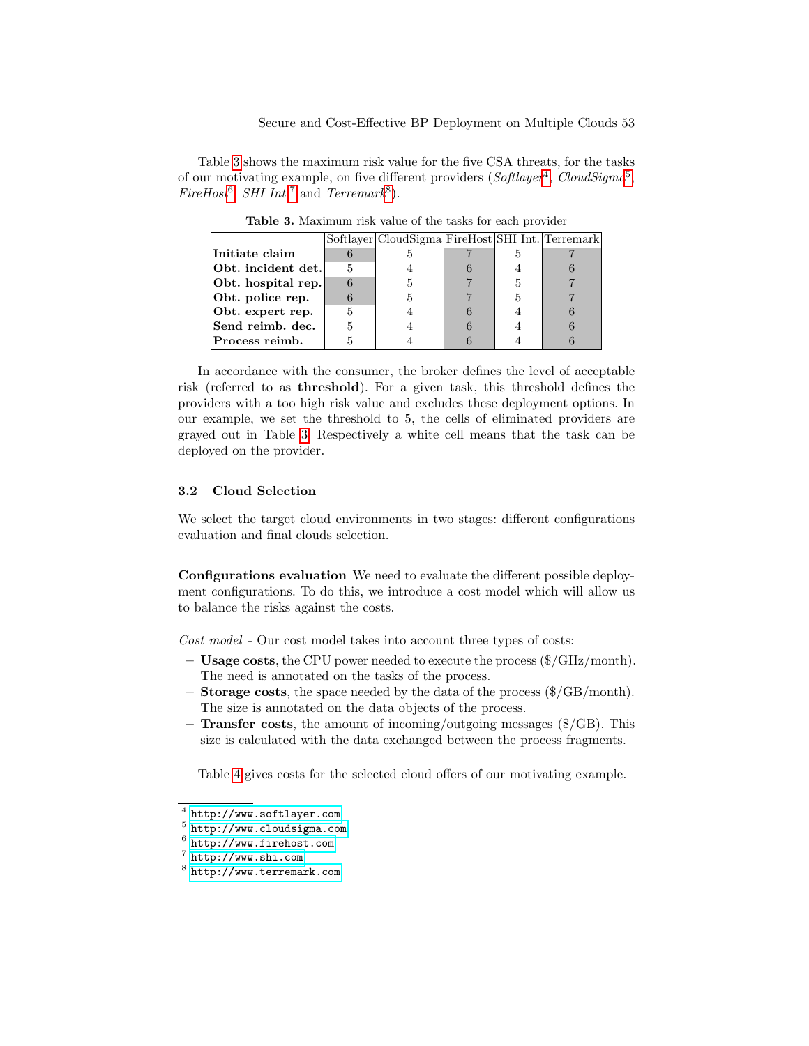Table 3 shows the maximum risk value for the five CSA threats, for the tasks of our motivating example, on five different providers (*Softlayer*[4], *CloudSigma*[5], *FireHost*[6], *SHI Int.*[7] and *Terremark*[8]).

**Table 3.** Maximum risk value of the tasks for each provider

| | Softlayer | CloudSigma | FireHost | SHI Int. | Terremark |
|---|---|---|---|---|---|
| **Initiate claim** | 6 | 5 | 7 | 5 | 7 |
| **Obt. incident det.** | 5 | 4 | 6 | 4 | 6 |
| **Obt. hospital rep.** | 6 | 5 | 7 | 5 | 7 |
| **Obt. police rep.** | 6 | 5 | 7 | 5 | 7 |
| **Obt. expert rep.** | 5 | 4 | 6 | 4 | 6 |
| **Send reimb. dec.** | 5 | 4 | 6 | 4 | 6 |
| **Process reimb.** | 5 | 4 | 6 | 4 | 6 |

In accordance with the consumer, the broker defines the level of acceptable risk (referred to as **threshold**). For a given task, this threshold defines the providers with a too high risk value and excludes these deployment options. In our example, we set the threshold to 5, the cells of eliminated providers are grayed out in Table 3. Respectively a white cell means that the task can be deployed on the provider.

### 3.2 Cloud Selection

We select the target cloud environments in two stages: different configurations evaluation and final clouds selection.

**Configurations evaluation** We need to evaluate the different possible deployment configurations. To do this, we introduce a cost model which will allow us to balance the risks against the costs.

*Cost model* - Our cost model takes into account three types of costs:

- **Usage costs**, the CPU power needed to execute the process ($/GHz/month). The need is annotated on the tasks of the process.
- **Storage costs**, the space needed by the data of the process ($/GB/month). The size is annotated on the data objects of the process.
- **Transfer costs**, the amount of incoming/outgoing messages ($/GB). This size is calculated with the data exchanged between the process fragments.

Table 4 gives costs for the selected cloud offers of our motivating example.

[4] http://www.softlayer.com
[5] http://www.cloudsigma.com
[6] http://www.firehost.com
[7] http://www.shi.com
[8] http://www.terremark.com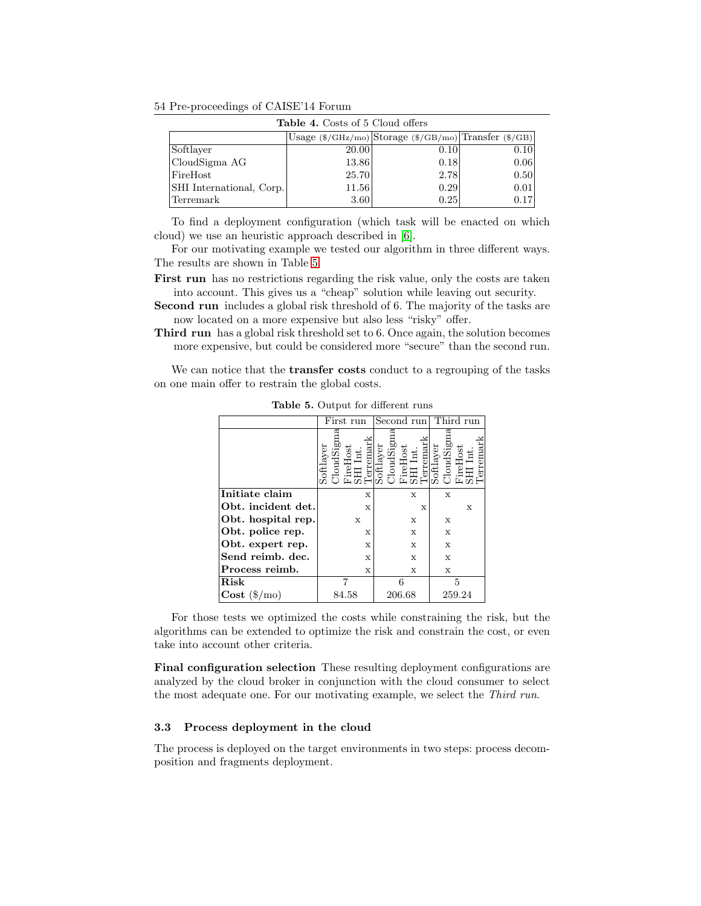**Table 4.** Costs of 5 Cloud offers

| | Usage ($/GHz/mo) | Storage ($/GB/mo) | Transfer ($/GB) |
|---|---|---|---|
| Softlayer | 20.00 | 0.10 | 0.10 |
| CloudSigma AG | 13.86 | 0.18 | 0.06 |
| FireHost | 25.70 | 2.78 | 0.50 |
| SHI International, Corp. | 11.56 | 0.29 | 0.01 |
| Terremark | 3.60 | 0.25 | 0.17 |

To find a deployment configuration (which task will be enacted on which cloud) we use an heuristic approach described in [6].

For our motivating example we tested our algorithm in three different ways. The results are shown in Table 5.

**First run** has no restrictions regarding the risk value, only the costs are taken into account. This gives us a "cheap" solution while leaving out security.

**Second run** includes a global risk threshold of 6. The majority of the tasks are now located on a more expensive but also less "risky" offer.

**Third run** has a global risk threshold set to 6. Once again, the solution becomes more expensive, but could be considered more "secure" than the second run.

We can notice that the **transfer costs** conduct to a regrouping of the tasks on one main offer to restrain the global costs.

**Table 5.** Output for different runs

| | First run | | | | | Second run | | | | | Third run | | | | |
|---|---|---|---|---|---|---|---|---|---|---|---|---|---|---|---|
| | Softlayer | CloudSigma | FireHost | SHI Int. | Terremark | Softlayer | CloudSigma | FireHost | SHI Int. | Terremark | Softlayer | CloudSigma | FireHost | SHI Int. | Terremark |
| **Initiate claim** | | | | | x | | | | x | | | x | | | |
| **Obt. incident det.** | | | | | x | | | | | x | | | | x | |
| **Obt. hospital rep.** | | | | x | | | | | x | | | x | | | |
| **Obt. police rep.** | | | | | x | | | | x | | | x | | | |
| **Obt. expert rep.** | | | | | x | | | | x | | | x | | | |
| **Send reimb. dec.** | | | | | x | | | | x | | | x | | | |
| **Process reimb.** | | | | | x | | | | x | | | x | | | |
| **Risk** | 7 | | | | | 6 | | | | | 5 | | | | |
| **Cost** ($/mo) | 84.58 | | | | | 206.68 | | | | | 259.24 | | | | |

For those tests we optimized the costs while constraining the risk, but the algorithms can be extended to optimize the risk and constrain the cost, or even take into account other criteria.

**Final configuration selection** These resulting deployment configurations are analyzed by the cloud broker in conjunction with the cloud consumer to select the most adequate one. For our motivating example, we select the *Third run*.

### 3.3 Process deployment in the cloud

The process is deployed on the target environments in two steps: process decomposition and fragments deployment.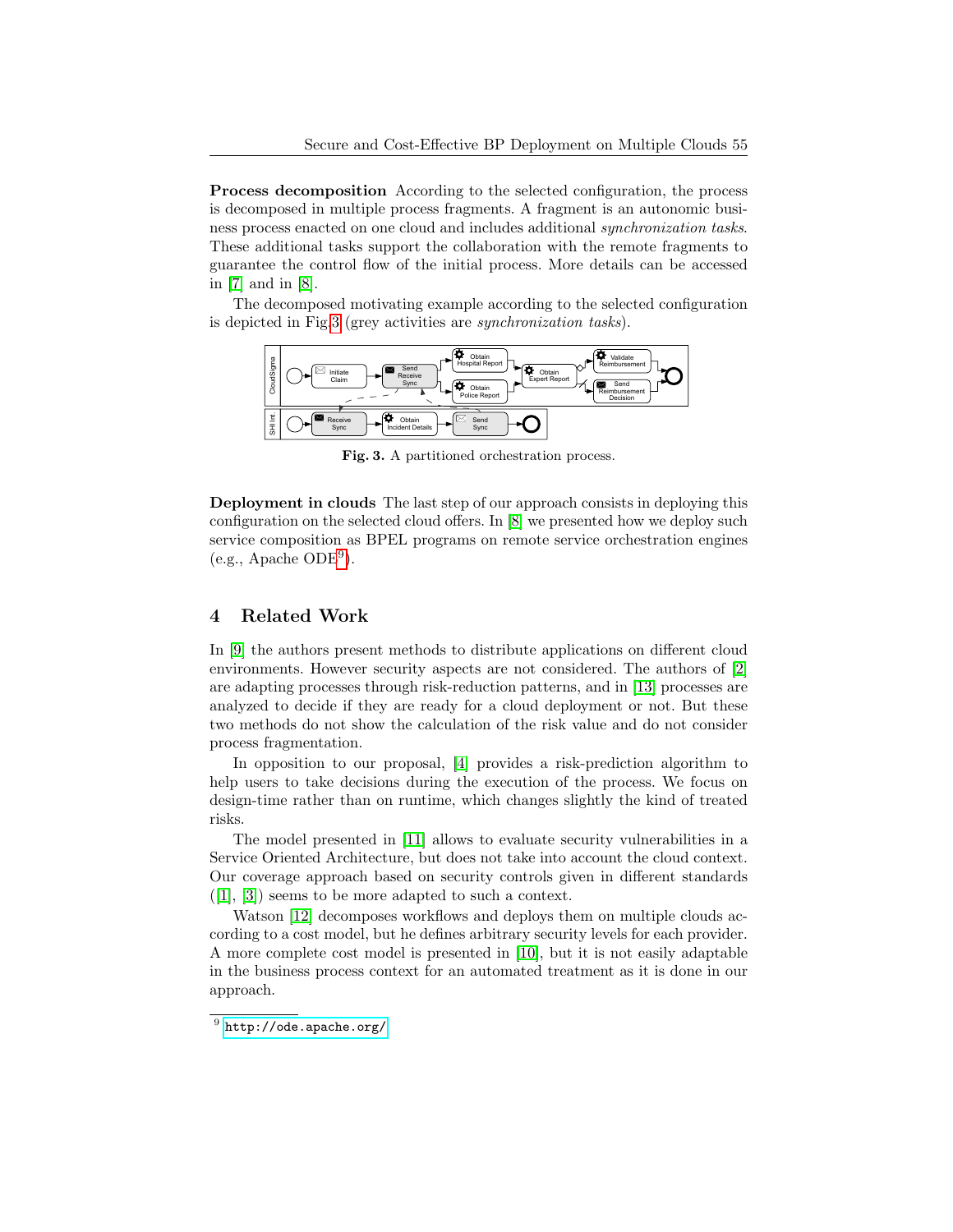**Process decomposition** According to the selected configuration, the process is decomposed in multiple process fragments. A fragment is an autonomic business process enacted on one cloud and includes additional *synchronization tasks*. These additional tasks support the collaboration with the remote fragments to guarantee the control flow of the initial process. More details can be accessed in [7] and in [8].

The decomposed motivating example according to the selected configuration is depicted in Fig.3 (grey activities are *synchronization tasks*).

**Fig. 3.** A partitioned orchestration process.

**Deployment in clouds** The last step of our approach consists in deploying this configuration on the selected cloud offers. In [8] we presented how we deploy such service composition as BPEL programs on remote service orchestration engines (e.g., Apache ODE[9]).

## 4 Related Work

In [9] the authors present methods to distribute applications on different cloud environments. However security aspects are not considered. The authors of [2] are adapting processes through risk-reduction patterns, and in [13] processes are analyzed to decide if they are ready for a cloud deployment or not. But these two methods do not show the calculation of the risk value and do not consider process fragmentation.

In opposition to our proposal, [4] provides a risk-prediction algorithm to help users to take decisions during the execution of the process. We focus on design-time rather than on runtime, which changes slightly the kind of treated risks.

The model presented in [11] allows to evaluate security vulnerabilities in a Service Oriented Architecture, but does not take into account the cloud context. Our coverage approach based on security controls given in different standards ([1], [3]) seems to be more adapted to such a context.

Watson [12] decomposes workflows and deploys them on multiple clouds according to a cost model, but he defines arbitrary security levels for each provider. A more complete cost model is presented in [10], but it is not easily adaptable in the business process context for an automated treatment as it is done in our approach.

---

[9] http://ode.apache.org/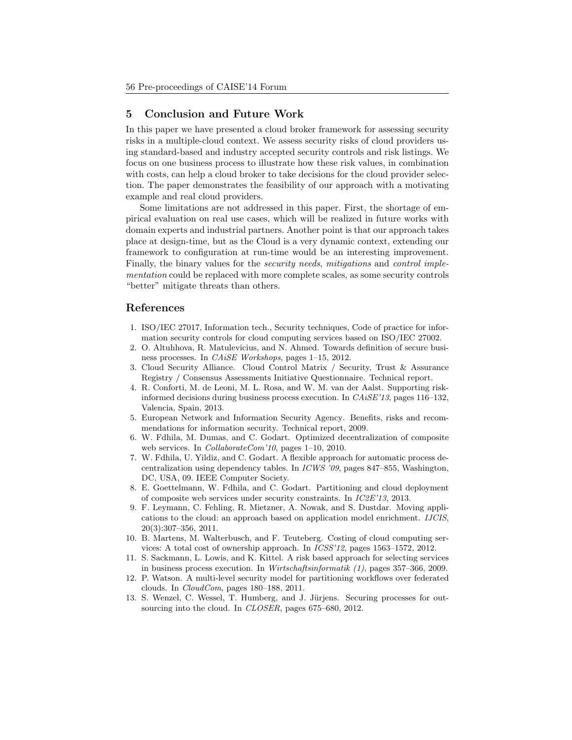## 5 Conclusion and Future Work

In this paper we have presented a cloud broker framework for assessing security risks in a multiple-cloud context. We assess security risks of cloud providers using standard-based and industry accepted security controls and risk listings. We focus on one business process to illustrate how these risk values, in combination with costs, can help a cloud broker to take decisions for the cloud provider selection. The paper demonstrates the feasibility of our approach with a motivating example and real cloud providers.

Some limitations are not addressed in this paper. First, the shortage of empirical evaluation on real use cases, which will be realized in future works with domain experts and industrial partners. Another point is that our approach takes place at design-time, but as the Cloud is a very dynamic context, extending our framework to configuration at run-time would be an interesting improvement. Finally, the binary values for the *security needs*, *mitigations* and *control implementation* could be replaced with more complete scales, as some security controls "better" mitigate threats than others.

## References

1. ISO/IEC 27017, Information tech., Security techniques, Code of practice for information security controls for cloud computing services based on ISO/IEC 27002.
2. O. Altuhhova, R. Matulevicius, and N. Ahmed. Towards definition of secure business processes. In *CAiSE Workshops*, pages 1–15, 2012.
3. Cloud Security Alliance. Cloud Control Matrix / Security, Trust & Assurance Registry / Consensus Assessments Initiative Questionnaire. Technical report.
4. R. Conforti, M. de Leoni, M. L. Rosa, and W. M. van der Aalst. Supporting risk-informed decisions during business process execution. In *CAiSE'13*, pages 116–132, Valencia, Spain, 2013.
5. European Network and Information Security Agency. Benefits, risks and recommendations for information security. Technical report, 2009.
6. W. Fdhila, M. Dumas, and C. Godart. Optimized decentralization of composite web services. In *CollaborateCom'10*, pages 1–10, 2010.
7. W. Fdhila, U. Yildiz, and C. Godart. A flexible approach for automatic process decentralization using dependency tables. In *ICWS '09*, pages 847–855, Washington, DC, USA, 09. IEEE Computer Society.
8. E. Goettelmann, W. Fdhila, and C. Godart. Partitioning and cloud deployment of composite web services under security constraints. In *IC2E'13*, 2013.
9. F. Leymann, C. Fehling, R. Mietzner, A. Nowak, and S. Dustdar. Moving applications to the cloud: an approach based on application model enrichment. *IJCIS*, 20(3):307–356, 2011.
10. B. Martens, M. Walterbusch, and F. Teuteberg. Costing of cloud computing services: A total cost of ownership approach. In *ICSS'12*, pages 1563–1572, 2012.
11. S. Sackmann, L. Lowis, and K. Kittel. A risk based approach for selecting services in business process execution. In *Wirtschaftsinformatik (1)*, pages 357–366, 2009.
12. P. Watson. A multi-level security model for partitioning workflows over federated clouds. In *CloudCom*, pages 180–188, 2011.
13. S. Wenzel, C. Wessel, T. Humberg, and J. Jürjens. Securing processes for outsourcing into the cloud. In *CLOSER*, pages 675–680, 2012.